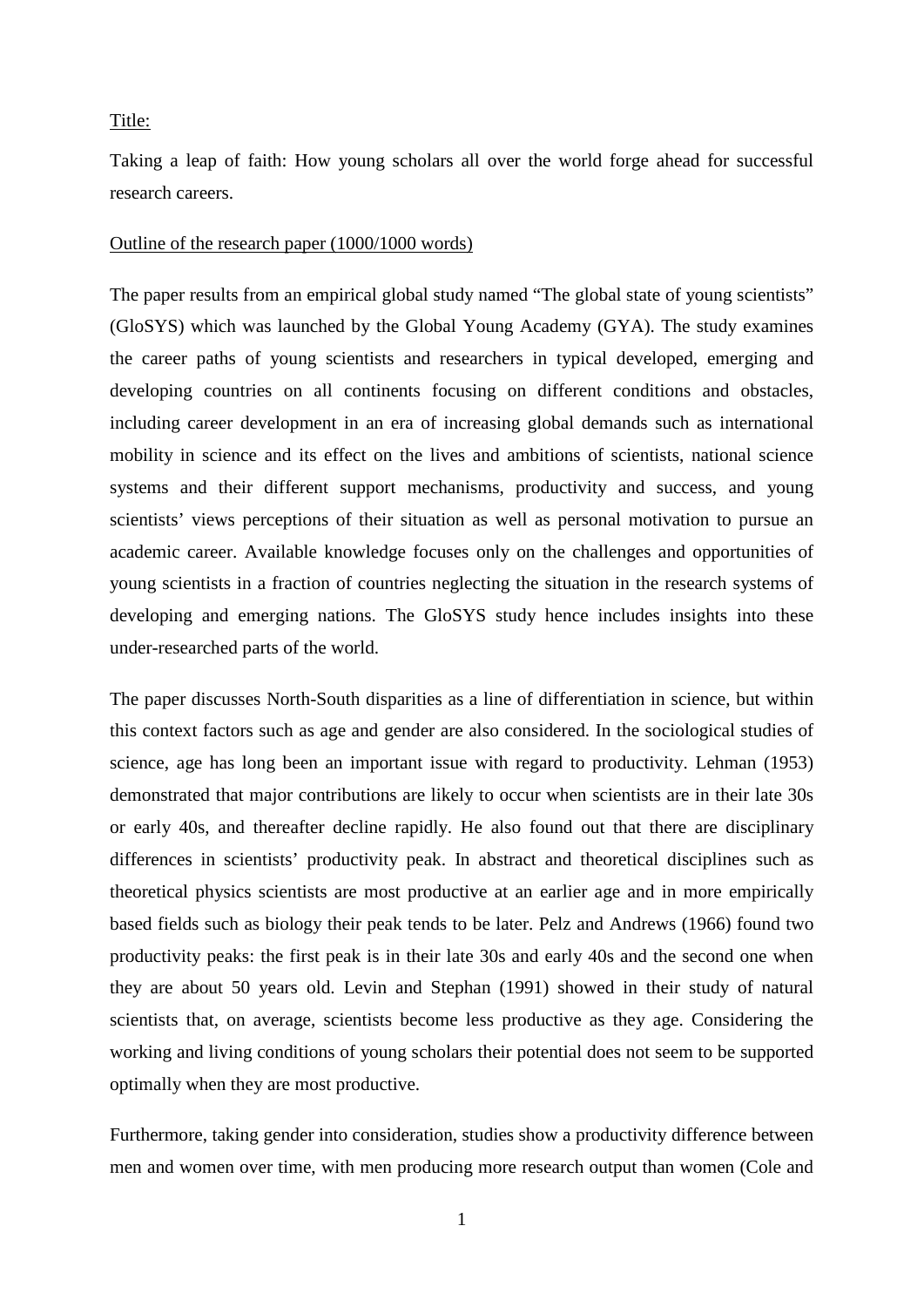Title:

Taking a leap of faith: How young scholars all over the world forge ahead for successful research careers.

Outline of the research paper (1000/1000 words)

The paper results from an empirical global study named "The global state of young scientists" (GloSYS) which was launched by the Global Young Academy (GYA). The study examines the career paths of young scientists and researchers in typical developed, emerging and developing countries on all continents focusing on different conditions and obstacles, including career development in an era of increasing global demands such as international mobility in science and its effect on the lives and ambitions of scientists, national science systems and their different support mechanisms, productivity and success, and young scientists' views perceptions of their situation as well as personal motivation to pursue an academic career. Available knowledge focuses only on the challenges and opportunities of young scientists in a fraction of countries neglecting the situation in the research systems of developing and emerging nations. The GloSYS study hence includes insights into these under-researched parts of the world.

The paper discusses North-South disparities as a line of differentiation in science, but within this context factors such as age and gender are also considered. In the sociological studies of science, age has long been an important issue with regard to productivity. Lehman (1953) demonstrated that major contributions are likely to occur when scientists are in their late 30s or early 40s, and thereafter decline rapidly. He also found out that there are disciplinary differences in scientists' productivity peak. In abstract and theoretical disciplines such as theoretical physics scientists are most productive at an earlier age and in more empirically based fields such as biology their peak tends to be later. Pelz and Andrews (1966) found two productivity peaks: the first peak is in their late 30s and early 40s and the second one when they are about 50 years old. Levin and Stephan (1991) showed in their study of natural scientists that, on average, scientists become less productive as they age. Considering the working and living conditions of young scholars their potential does not seem to be supported optimally when they are most productive.

Furthermore, taking gender into consideration, studies show a productivity difference between men and women over time, with men producing more research output than women (Cole and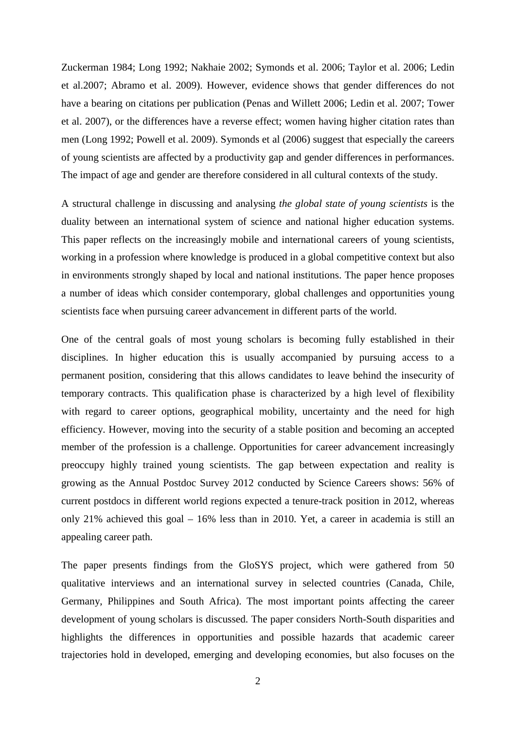Zuckerman 1984; Long 1992; Nakhaie 2002; Symonds et al. 2006; Taylor et al. 2006; Ledin et al.2007; Abramo et al. 2009). However, evidence shows that gender differences do not have a bearing on citations per publication (Penas and Willett 2006; Ledin et al. 2007; Tower et al. 2007), or the differences have a reverse effect; women having higher citation rates than men (Long 1992; Powell et al. 2009). Symonds et al (2006) suggest that especially the careers of young scientists are affected by a productivity gap and gender differences in performances. The impact of age and gender are therefore considered in all cultural contexts of the study.

A structural challenge in discussing and analysing *the global state of young scientists* is the duality between an international system of science and national higher education systems. This paper reflects on the increasingly mobile and international careers of young scientists, working in a profession where knowledge is produced in a global competitive context but also in environments strongly shaped by local and national institutions. The paper hence proposes a number of ideas which consider contemporary, global challenges and opportunities young scientists face when pursuing career advancement in different parts of the world.

One of the central goals of most young scholars is becoming fully established in their disciplines. In higher education this is usually accompanied by pursuing access to a permanent position, considering that this allows candidates to leave behind the insecurity of temporary contracts. This qualification phase is characterized by a high level of flexibility with regard to career options, geographical mobility, uncertainty and the need for high efficiency. However, moving into the security of a stable position and becoming an accepted member of the profession is a challenge. Opportunities for career advancement increasingly preoccupy highly trained young scientists. The gap between expectation and reality is growing as the Annual Postdoc Survey 2012 conducted by Science Careers shows: 56% of current postdocs in different world regions expected a tenure-track position in 2012, whereas only 21% achieved this goal – 16% less than in 2010. Yet, a career in academia is still an appealing career path.

The paper presents findings from the GloSYS project, which were gathered from 50 qualitative interviews and an international survey in selected countries (Canada, Chile, Germany, Philippines and South Africa). The most important points affecting the career development of young scholars is discussed. The paper considers North-South disparities and highlights the differences in opportunities and possible hazards that academic career trajectories hold in developed, emerging and developing economies, but also focuses on the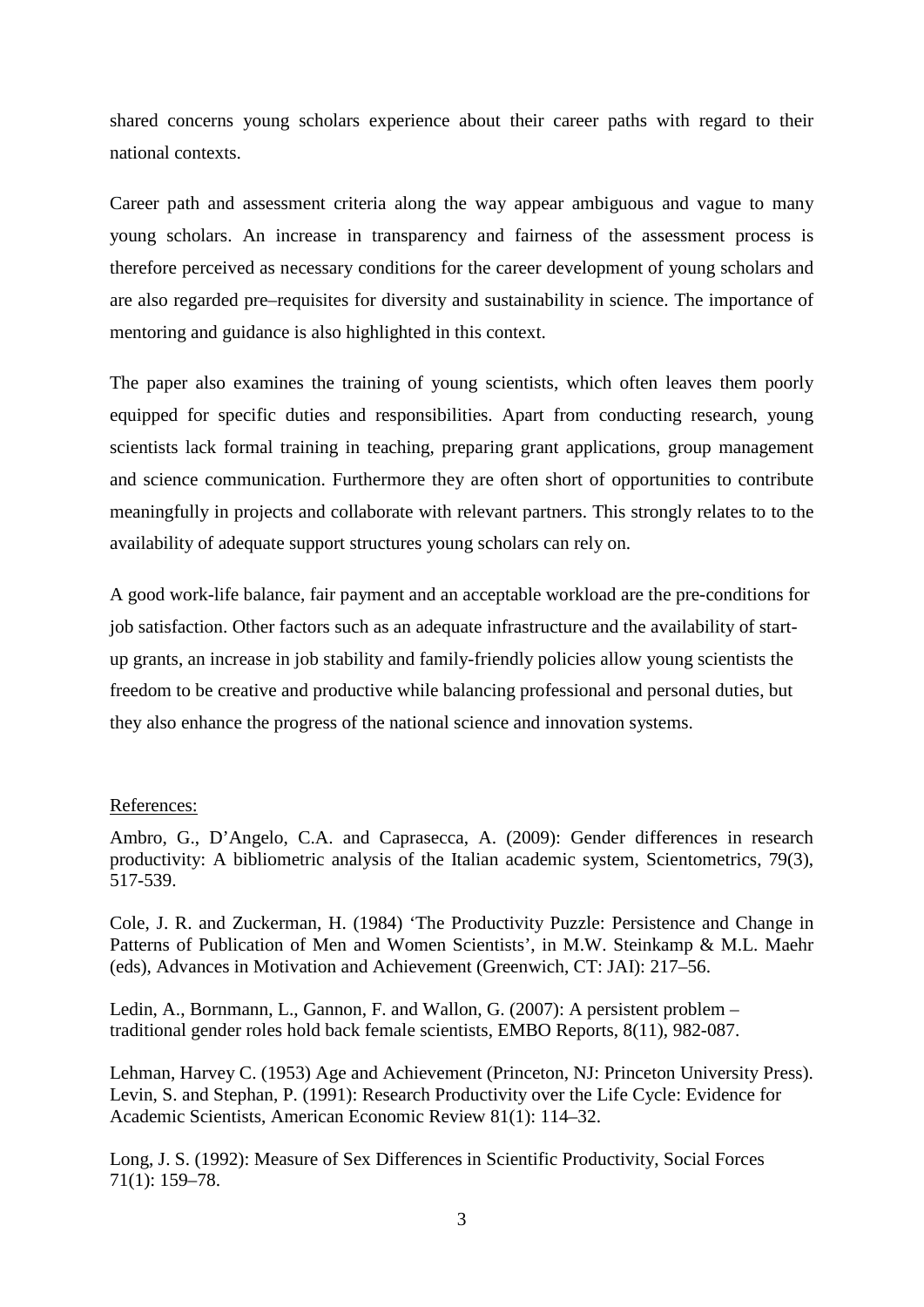shared concerns young scholars experience about their career paths with regard to their national contexts.

Career path and assessment criteria along the way appear ambiguous and vague to many young scholars. An increase in transparency and fairness of the assessment process is therefore perceived as necessary conditions for the career development of young scholars and are also regarded pre–requisites for diversity and sustainability in science. The importance of mentoring and guidance is also highlighted in this context.

The paper also examines the training of young scientists, which often leaves them poorly equipped for specific duties and responsibilities. Apart from conducting research, young scientists lack formal training in teaching, preparing grant applications, group management and science communication. Furthermore they are often short of opportunities to contribute meaningfully in projects and collaborate with relevant partners. This strongly relates to to the availability of adequate support structures young scholars can rely on.

A good work-life balance, fair payment and an acceptable workload are the pre-conditions for job satisfaction. Other factors such as an adequate infrastructure and the availability of start-up grants, an increase in job stability and family-friendly policies allow young scientists the freedom to be creative and productive while balancing professional and personal duties, but they also enhance the progress of the national science and innovation systems.

References:

Ambro, G., D'Angelo, C.A. and Caprasecca, A. (2009): Gender differences in research productivity: A bibliometric analysis of the Italian academic system, Scientometrics, 79(3), 517-539.

Cole, J. R. and Zuckerman, H. (1984) 'The Productivity Puzzle: Persistence and Change in Patterns of Publication of Men and Women Scientists', in M.W. Steinkamp & M.L. Maehr (eds), Advances in Motivation and Achievement (Greenwich, CT: JAI): 217–56.

Ledin, A., Bornmann, L., Gannon, F. and Wallon, G. (2007): A persistent problem – traditional gender roles hold back female scientists, EMBO Reports, 8(11), 982-087.

Lehman, Harvey C. (1953) Age and Achievement (Princeton, NJ: Princeton University Press). Levin, S. and Stephan, P. (1991): Research Productivity over the Life Cycle: Evidence for Academic Scientists, American Economic Review 81(1): 114–32.

Long, J. S. (1992): Measure of Sex Differences in Scientific Productivity, Social Forces 71(1): 159–78.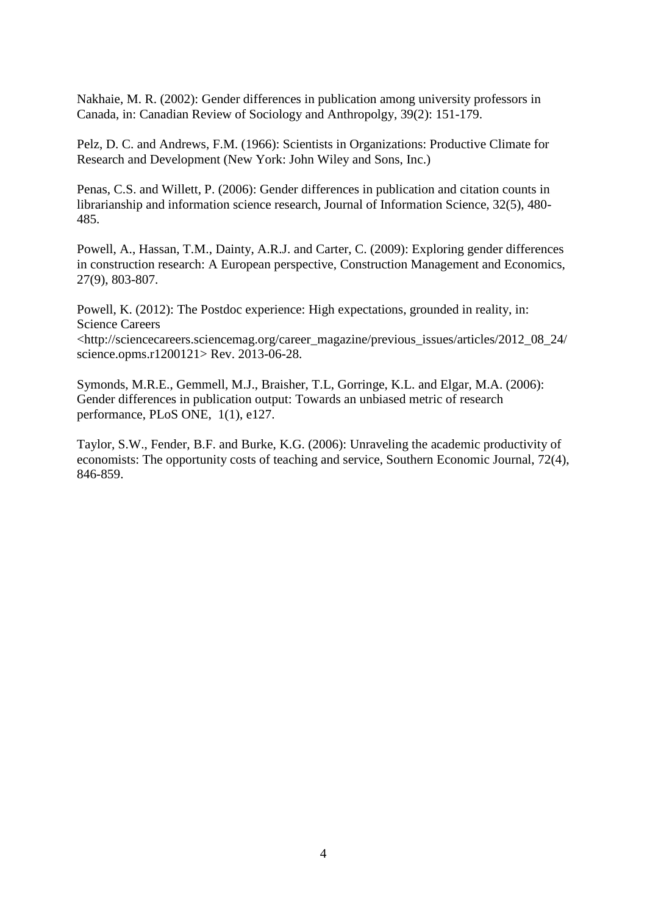Nakhaie, M. R. (2002): Gender differences in publication among university professors in Canada, in: Canadian Review of Sociology and Anthropolgy, 39(2): 151-179.

Pelz, D. C. and Andrews, F.M. (1966): Scientists in Organizations: Productive Climate for Research and Development (New York: John Wiley and Sons, Inc.)

Penas, C.S. and Willett, P. (2006): Gender differences in publication and citation counts in librarianship and information science research, Journal of Information Science, 32(5), 480-485.

Powell, A., Hassan, T.M., Dainty, A.R.J. and Carter, C. (2009): Exploring gender differences in construction research: A European perspective, Construction Management and Economics, 27(9), 803-807.

Powell, K. (2012): The Postdoc experience: High expectations, grounded in reality, in: Science Careers <http://sciencecareers.sciencemag.org/career_magazine/previous_issues/articles/2012_08_24/science.opms.r1200121> Rev. 2013-06-28.

Symonds, M.R.E., Gemmell, M.J., Braisher, T.L, Gorringe, K.L. and Elgar, M.A. (2006): Gender differences in publication output: Towards an unbiased metric of research performance, PLoS ONE, 1(1), e127.

Taylor, S.W., Fender, B.F. and Burke, K.G. (2006): Unraveling the academic productivity of economists: The opportunity costs of teaching and service, Southern Economic Journal, 72(4), 846-859.